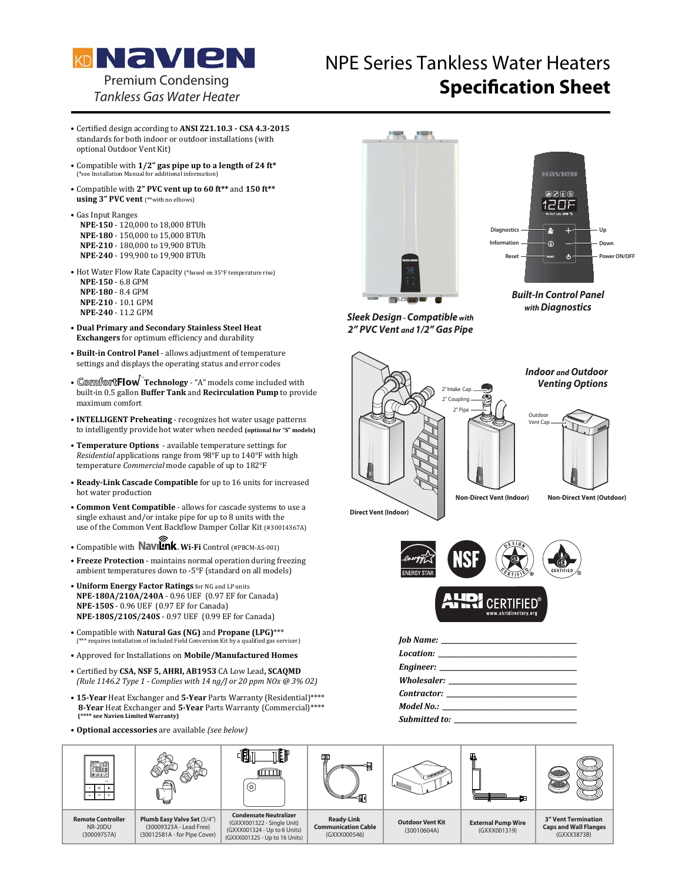# KD Navien

Premium Condensing
*Tankless Gas Water Heater*

# NPE Series Tankless Water Heaters
# Specification Sheet

- Certified design according to **ANSI Z21.10.3 - CSA 4.3-2015** standards for both indoor or outdoor installations (with optional Outdoor Vent Kit)
- Compatible with **1/2" gas pipe up to a length of 24 ft*** (*see Installation Manual for additional information)
- Compatible with **2" PVC vent up to 60 ft**** and **150 ft**** **using 3" PVC vent** (**with no elbows)
- Gas Input Ranges
  - **NPE-150** - 120,000 to 18,000 BTUh
  - **NPE-180** - 150,000 to 15,000 BTUh
  - **NPE-210** - 180,000 to 19,900 BTUh
  - **NPE-240** - 199,900 to 19,900 BTUh
- Hot Water Flow Rate Capacity (*based on 35°F temperature rise)
  - **NPE-150** - 6.8 GPM
  - **NPE-180** - 8.4 GPM
  - **NPE-210** - 10.1 GPM
  - **NPE-240** - 11.2 GPM
- **Dual Primary and Secondary Stainless Steel Heat Exchangers** for optimum efficiency and durability
- **Built-in Control Panel** - allows adjustment of temperature settings and displays the operating status and error codes
- **ComfortFlow™ Technology** - "A" models come included with built-in 0.5 gallon **Buffer Tank** and **Recirculation Pump** to provide maximum comfort
- **INTELLIGENT Preheating** - recognizes hot water usage patterns to intelligently provide hot water when needed **(optional for "S" models)**
- **Temperature Options** - available temperature settings for *Residential* applications range from 98°F up to 140°F with high temperature *Commercial* mode capable of up to 182°F
- **Ready-Link Cascade Compatible** for up to 16 units for increased hot water production
- **Common Vent Compatible** - allows for cascade systems to use a single exhaust and/or intake pipe for up to 8 units with the use of the Common Vent Backflow Damper Collar Kit (#30014367A)
- Compatible with **NaviLink Wi-Fi** Control (#PBCM-AS-001)
- **Freeze Protection** - maintains normal operation during freezing ambient temperatures down to -5°F (standard on all models)
- **Uniform Energy Factor Ratings** for NG and LP units
  - **NPE-180A/210A/240A** - 0.96 UEF (0.97 EF for Canada)
  - **NPE-150S** - 0.96 UEF (0.97 EF for Canada)
  - **NPE-180S/210S/240S** - 0.97 UEF (0.99 EF for Canada)
- Compatible with **Natural Gas (NG)** and **Propane (LPG)***** (*** requires installation of included Field Conversion Kit by a qualified gas servicer)
- Approved for Installations on **Mobile/Manufactured Homes**
- Certified by **CSA, NSF 5, AHRI, AB1953** CA Low Lead, **SCAQMD** *(Rule 1146.2 Type 1 - Complies with 14 ng/J or 20 ppm NOx @ 3% O2)*
- **15-Year** Heat Exchanger and **5-Year** Parts Warranty (Residential)****
  **8-Year** Heat Exchanger and **5-Year** Parts Warranty (Commercial)****
  **(**** see Navien Limited Warranty)**
- **Optional accessories** are available *(see below)*

***Sleek Design** - Compatible with 2" PVC Vent and 1/2" Gas Pipe*

***Built-In Control Panel** with Diagnostics*

Diagnostics — Up; Information — Down; Reset — Power ON/OFF

***Indoor and Outdoor Venting Options***

Direct Vent (Indoor) — Non-Direct Vent (Indoor) — Non-Direct Vent (Outdoor)

2" Intake Cap; 2" Coupling; 2" Pipe; Outdoor Vent Cap

ENERGY STAR — NSF — CSA Design Certified — CSA Certified — AHRI CERTIFIED www.ahridirectory.org

*Job Name:* ______________________
*Location:* ______________________
*Engineer:* ______________________
*Wholesaler:* ______________________
*Contractor:* ______________________
*Model No.:* ______________________
*Submitted to:* ______________________

| **Remote Controller** NR-20DU (30009757A) | **Plumb Easy Valve Set** (3/4") (30009323A - Lead Free) (30012581A - for Pipe Cover) | **Condensate Neutralizer** (GXXX001322 - Single Unit) (GXXX001324 - Up to 6 Units) (GXXX001325 - Up to 16 Units) | **Ready-Link Communication Cable** (GXXX000546) | **Outdoor Vent Kit** (30010604A) | **External Pump Wire** (GXXX001319) | **3" Vent Termination Caps and Wall Flanges** (GXXX3873B) |
|---|---|---|---|---|---|---|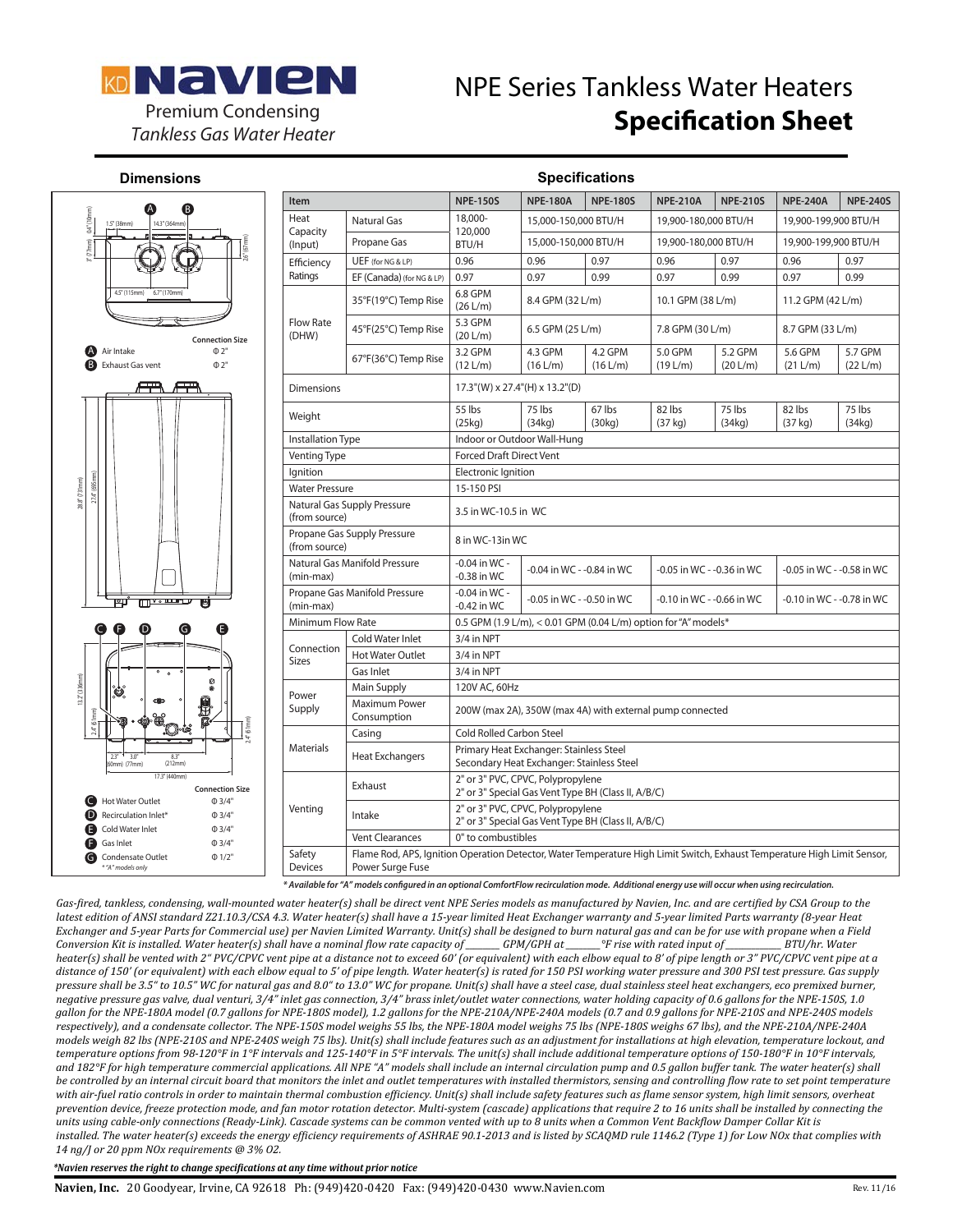# Navien

Premium Condensing
*Tankless Gas Water Heater*

# NPE Series Tankless Water Heaters
# **Specification Sheet**

## Dimensions

1.5" (38mm)
14.3" (364mm)
0.4" (10mm)
3" (77mm)
2.6" (67mm)
4.5" (115mm)
6.7" (170mm)

| | | Connection Size |
|---|---|---|
| A | Air Intake | Φ 2" |
| B | Exhaust Gas vent | Φ 2" |

28.8" (731mm)
27.4" (695mm)

13.2" (336mm)
2.4" (61mm)
2.4" (61mm)
2.3" (60mm)
3.0" (77mm)
8.3" (212mm)
17.3" (440mm)

| | | Connection Size |
|---|---|---|
| C | Hot Water Outlet | Φ 3/4" |
| D | Recirculation Inlet* | Φ 3/4" |
| E | Cold Water Inlet | Φ 3/4" |
| F | Gas Inlet | Φ 3/4" |
| G | Condensate Outlet | Φ 1/2" |

* "A" models only

## Specifications

| Item | | NPE-150S | NPE-180A | NPE-180S | NPE-210A | NPE-210S | NPE-240A | NPE-240S |
|---|---|---|---|---|---|---|---|---|
| Heat Capacity (Input) | Natural Gas | 18,000-120,000 BTU/H | 15,000-150,000 BTU/H | | 19,900-180,000 BTU/H | | 19,900-199,900 BTU/H | |
| | Propane Gas | | 15,000-150,000 BTU/H | | 19,900-180,000 BTU/H | | 19,900-199,900 BTU/H | |
| Efficiency Ratings | UEF (for NG & LP) | 0.96 | 0.96 | 0.97 | 0.96 | 0.97 | 0.96 | 0.97 |
| | EF (Canada) (for NG & LP) | 0.97 | 0.97 | 0.99 | 0.97 | 0.99 | 0.97 | 0.99 |
| Flow Rate (DHW) | 35°F(19°C) Temp Rise | 6.8 GPM (26 L/m) | 8.4 GPM (32 L/m) | | 10.1 GPM (38 L/m) | | 11.2 GPM (42 L/m) | |
| | 45°F(25°C) Temp Rise | 5.3 GPM (20 L/m) | 6.5 GPM (25 L/m) | | 7.8 GPM (30 L/m) | | 8.7 GPM (33 L/m) | |
| | 67°F(36°C) Temp Rise | 3.2 GPM (12 L/m) | 4.3 GPM (16 L/m) | 4.2 GPM (16 L/m) | 5.0 GPM (19 L/m) | 5.2 GPM (20 L/m) | 5.6 GPM (21 L/m) | 5.7 GPM (22 L/m) |
| Dimensions | | 17.3"(W) x 27.4"(H) x 13.2"(D) | | | | | | |
| Weight | | 55 lbs (25kg) | 75 lbs (34kg) | 67 lbs (30kg) | 82 lbs (37 kg) | 75 lbs (34kg) | 82 lbs (37 kg) | 75 lbs (34kg) |
| Installation Type | | Indoor or Outdoor Wall-Hung | | | | | | |
| Venting Type | | Forced Draft Direct Vent | | | | | | |
| Ignition | | Electronic Ignition | | | | | | |
| Water Pressure | | 15-150 PSI | | | | | | |
| Natural Gas Supply Pressure (from source) | | 3.5 in WC-10.5 in WC | | | | | | |
| Propane Gas Supply Pressure (from source) | | 8 in WC-13in WC | | | | | | |
| Natural Gas Manifold Pressure (min-max) | | -0.04 in WC - -0.38 in WC | -0.04 in WC - -0.84 in WC | | -0.05 in WC - -0.36 in WC | | -0.05 in WC - -0.58 in WC | |
| Propane Gas Manifold Pressure (min-max) | | -0.04 in WC - -0.42 in WC | -0.05 in WC - -0.50 in WC | | -0.10 in WC - -0.66 in WC | | -0.10 in WC - -0.78 in WC | |
| Minimum Flow Rate | | 0.5 GPM (1.9 L/m), < 0.01 GPM (0.04 L/m) option for "A" models* | | | | | | |
| Connection Sizes | Cold Water Inlet | 3/4 in NPT | | | | | | |
| | Hot Water Outlet | 3/4 in NPT | | | | | | |
| | Gas Inlet | 3/4 in NPT | | | | | | |
| Power Supply | Main Supply | 120V AC, 60Hz | | | | | | |
| | Maximum Power Consumption | 200W (max 2A), 350W (max 4A) with external pump connected | | | | | | |
| Materials | Casing | Cold Rolled Carbon Steel | | | | | | |
| | Heat Exchangers | Primary Heat Exchanger: Stainless Steel<br>Secondary Heat Exchanger: Stainless Steel | | | | | | |
| Venting | Exhaust | 2" or 3" PVC, CPVC, Polypropylene<br>2" or 3" Special Gas Vent Type BH (Class II, A/B/C) | | | | | | |
| | Intake | 2" or 3" PVC, CPVC, Polypropylene<br>2" or 3" Special Gas Vent Type BH (Class II, A/B/C) | | | | | | |
| | Vent Clearances | 0" to combustibles | | | | | | |
| Safety Devices | Flame Rod, APS, Ignition Operation Detector, Water Temperature High Limit Switch, Exhaust Temperature High Limit Sensor, Power Surge Fuse | | | | | | | |

***Available for "A" models configured in an optional ComfortFlow recirculation mode. Additional energy use will occur when using recirculation.***

*Gas-fired, tankless, condensing, wall-mounted water heater(s) shall be direct vent NPE Series models as manufactured by Navien, Inc. and are certified by CSA Group to the latest edition of ANSI standard Z21.10.3/CSA 4.3. Water heater(s) shall have a 15-year limited Heat Exchanger warranty and 5-year limited Parts warranty (8-year Heat Exchanger and 5-year Parts for Commercial use) per Navien Limited Warranty. Unit(s) shall be designed to burn natural gas and can be for use with propane when a Field Conversion Kit is installed. Water heater(s) shall have a nominal flow rate capacity of ______ GPM/GPH at ______°F rise with rated input of __________ BTU/hr. Water heater(s) shall be vented with 2" PVC/CPVC vent pipe at a distance not to exceed 60' (or equivalent) with each elbow equal to 8' of pipe length or 3" PVC/CPVC vent pipe at a distance of 150' (or equivalent) with each elbow equal to 5' of pipe length. Water heater(s) is rated for 150 PSI working water pressure and 300 PSI test pressure. Gas supply pressure shall be 3.5" to 10.5" WC for natural gas and 8.0" to 13.0" WC for propane. Unit(s) shall have a steel case, dual stainless steel heat exchangers, eco premixed burner, negative pressure gas valve, dual venturi, 3/4" inlet gas connection, 3/4" brass inlet/outlet water connections, water holding capacity of 0.6 gallons for the NPE-150S, 1.0 gallon for the NPE-180A model (0.7 gallons for NPE-180S model), 1.2 gallons for the NPE-210A/NPE-240A models (0.7 and 0.9 gallons for NPE-210S and NPE-240S models respectively), and a condensate collector. The NPE-150S model weighs 55 lbs, the NPE-180A model weighs 75 lbs (NPE-180S weighs 67 lbs), and the NPE-210A/NPE-240A models weigh 82 lbs (NPE-210S and NPE-240S weigh 75 lbs). Unit(s) shall include features such as an adjustment for installations at high elevation, temperature lockout, and temperature options from 98-120°F in 1°F intervals and 125-140°F in 5°F intervals. The unit(s) shall include additional temperature options of 150-180°F in 10°F intervals, and 182°F for high temperature commercial applications. All NPE "A" models shall include an internal circulation pump and 0.5 gallon buffer tank. The water heater(s) shall be controlled by an internal circuit board that monitors the inlet and outlet temperatures with installed thermistors, sensing and controlling flow rate to set point temperature with air-fuel ratio controls in order to maintain thermal combustion efficiency. Unit(s) shall include safety features such as flame sensor system, high limit sensors, overheat prevention device, freeze protection mode, and fan motor rotation detector. Multi-system (cascade) applications that require 2 to 16 units shall be installed by connecting the units using cable-only connections (Ready-Link). Cascade systems can be common vented with up to 8 units when a Common Vent Backflow Damper Collar Kit is installed. The water heater(s) exceeds the energy efficiency requirements of ASHRAE 90.1-2013 and is listed by SCAQMD rule 1146.2 (Type 1) for Low NOx that complies with 14 ng/J or 20 ppm NOx requirements @ 3% O2.*

***Navien reserves the right to change specifications at any time without prior notice***

**Navien, Inc.** 20 Goodyear, Irvine, CA 92618 Ph: (949)420-0420 Fax: (949)420-0430 www.Navien.com

Rev. 11/16